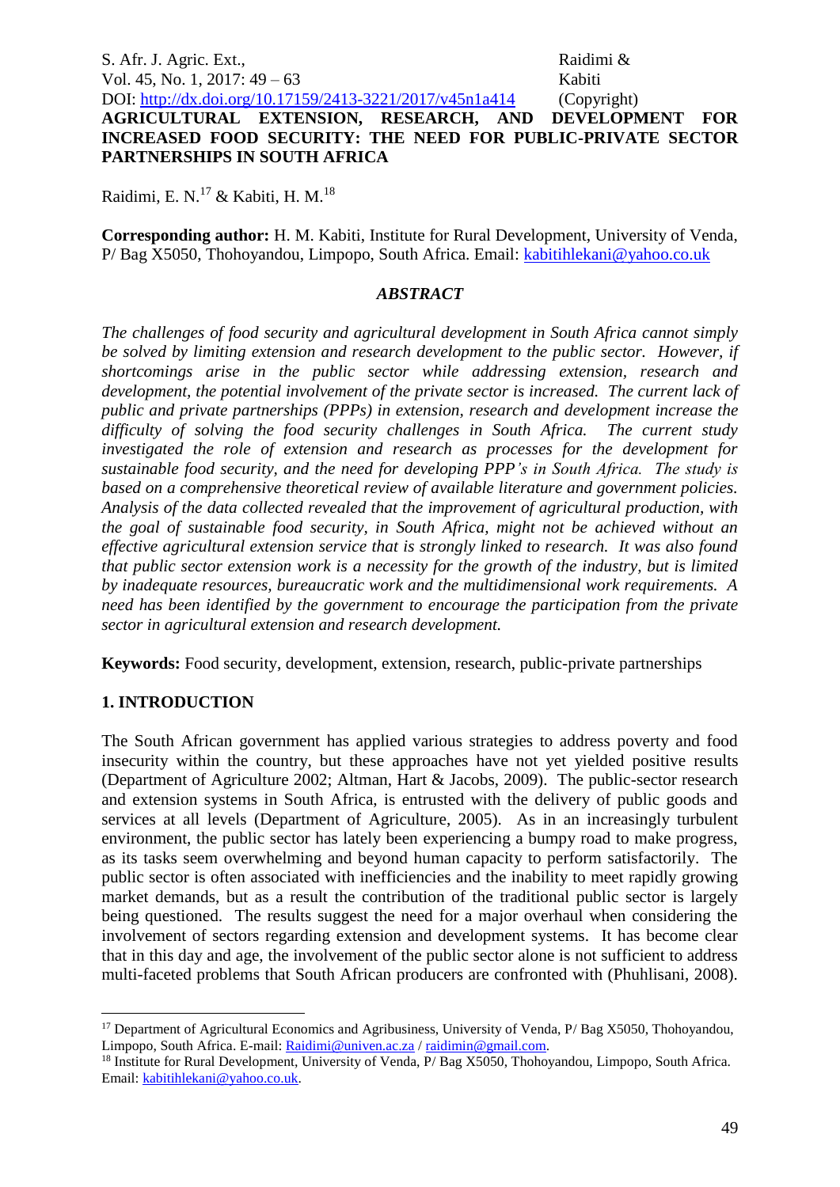# AGRICULTURAL EXTENSION, RESEARCH, AND DEVELOPMENT FOR INCREASED FOOD SECURITY: THE NEED FOR PUBLIC-PRIVATE SECTOR PARTNERSHIPS IN SOUTH AFRICA

Raidimi, E. N.[17] & Kabiti, H. M.[18]

**Corresponding author:** H. M. Kabiti, Institute for Rural Development, University of Venda, P/ Bag X5050, Thohoyandou, Limpopo, South Africa. Email: kabitihlekani@yahoo.co.uk

## *ABSTRACT*

*The challenges of food security and agricultural development in South Africa cannot simply be solved by limiting extension and research development to the public sector. However, if shortcomings arise in the public sector while addressing extension, research and development, the potential involvement of the private sector is increased. The current lack of public and private partnerships (PPPs) in extension, research and development increase the difficulty of solving the food security challenges in South Africa. The current study investigated the role of extension and research as processes for the development for sustainable food security, and the need for developing PPP's in South Africa. The study is based on a comprehensive theoretical review of available literature and government policies. Analysis of the data collected revealed that the improvement of agricultural production, with the goal of sustainable food security, in South Africa, might not be achieved without an effective agricultural extension service that is strongly linked to research. It was also found that public sector extension work is a necessity for the growth of the industry, but is limited by inadequate resources, bureaucratic work and the multidimensional work requirements. A need has been identified by the government to encourage the participation from the private sector in agricultural extension and research development.*

**Keywords:** Food security, development, extension, research, public-private partnerships

## 1. INTRODUCTION

The South African government has applied various strategies to address poverty and food insecurity within the country, but these approaches have not yet yielded positive results (Department of Agriculture 2002; Altman, Hart & Jacobs, 2009). The public-sector research and extension systems in South Africa, is entrusted with the delivery of public goods and services at all levels (Department of Agriculture, 2005). As in an increasingly turbulent environment, the public sector has lately been experiencing a bumpy road to make progress, as its tasks seem overwhelming and beyond human capacity to perform satisfactorily. The public sector is often associated with inefficiencies and the inability to meet rapidly growing market demands, but as a result the contribution of the traditional public sector is largely being questioned. The results suggest the need for a major overhaul when considering the involvement of sectors regarding extension and development systems. It has become clear that in this day and age, the involvement of the public sector alone is not sufficient to address multi-faceted problems that South African producers are confronted with (Phuhlisani, 2008).

[17] Department of Agricultural Economics and Agribusiness, University of Venda, P/ Bag X5050, Thohoyandou, Limpopo, South Africa. E-mail: Raidimi@univen.ac.za / raidimin@gmail.com.

[18] Institute for Rural Development, University of Venda, P/ Bag X5050, Thohoyandou, Limpopo, South Africa. Email: kabitihlekani@yahoo.co.uk.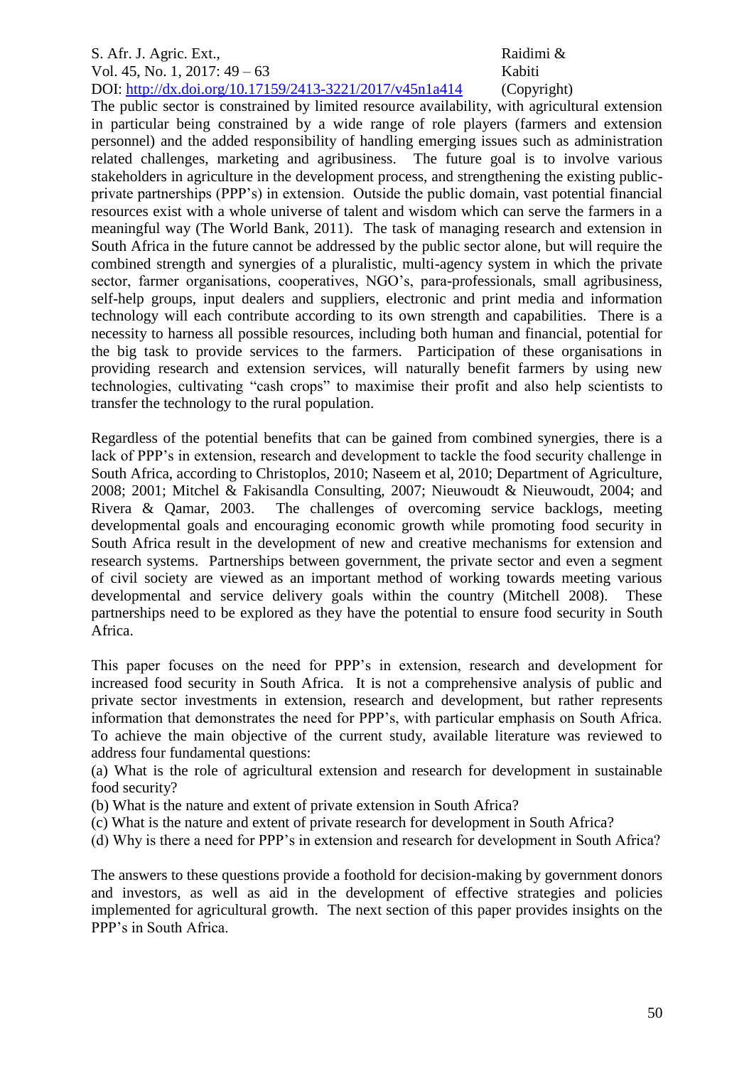The public sector is constrained by limited resource availability, with agricultural extension in particular being constrained by a wide range of role players (farmers and extension personnel) and the added responsibility of handling emerging issues such as administration related challenges, marketing and agribusiness. The future goal is to involve various stakeholders in agriculture in the development process, and strengthening the existing public-private partnerships (PPP's) in extension. Outside the public domain, vast potential financial resources exist with a whole universe of talent and wisdom which can serve the farmers in a meaningful way (The World Bank, 2011). The task of managing research and extension in South Africa in the future cannot be addressed by the public sector alone, but will require the combined strength and synergies of a pluralistic, multi-agency system in which the private sector, farmer organisations, cooperatives, NGO's, para-professionals, small agribusiness, self-help groups, input dealers and suppliers, electronic and print media and information technology will each contribute according to its own strength and capabilities. There is a necessity to harness all possible resources, including both human and financial, potential for the big task to provide services to the farmers. Participation of these organisations in providing research and extension services, will naturally benefit farmers by using new technologies, cultivating "cash crops" to maximise their profit and also help scientists to transfer the technology to the rural population.

Regardless of the potential benefits that can be gained from combined synergies, there is a lack of PPP's in extension, research and development to tackle the food security challenge in South Africa, according to Christoplos, 2010; Naseem et al, 2010; Department of Agriculture, 2008; 2001; Mitchel & Fakisandla Consulting, 2007; Nieuwoudt & Nieuwoudt, 2004; and Rivera & Qamar, 2003. The challenges of overcoming service backlogs, meeting developmental goals and encouraging economic growth while promoting food security in South Africa result in the development of new and creative mechanisms for extension and research systems. Partnerships between government, the private sector and even a segment of civil society are viewed as an important method of working towards meeting various developmental and service delivery goals within the country (Mitchell 2008). These partnerships need to be explored as they have the potential to ensure food security in South Africa.

This paper focuses on the need for PPP's in extension, research and development for increased food security in South Africa. It is not a comprehensive analysis of public and private sector investments in extension, research and development, but rather represents information that demonstrates the need for PPP's, with particular emphasis on South Africa. To achieve the main objective of the current study, available literature was reviewed to address four fundamental questions:

(a) What is the role of agricultural extension and research for development in sustainable food security?

(b) What is the nature and extent of private extension in South Africa?

(c) What is the nature and extent of private research for development in South Africa?

(d) Why is there a need for PPP's in extension and research for development in South Africa?

The answers to these questions provide a foothold for decision-making by government donors and investors, as well as aid in the development of effective strategies and policies implemented for agricultural growth. The next section of this paper provides insights on the PPP's in South Africa.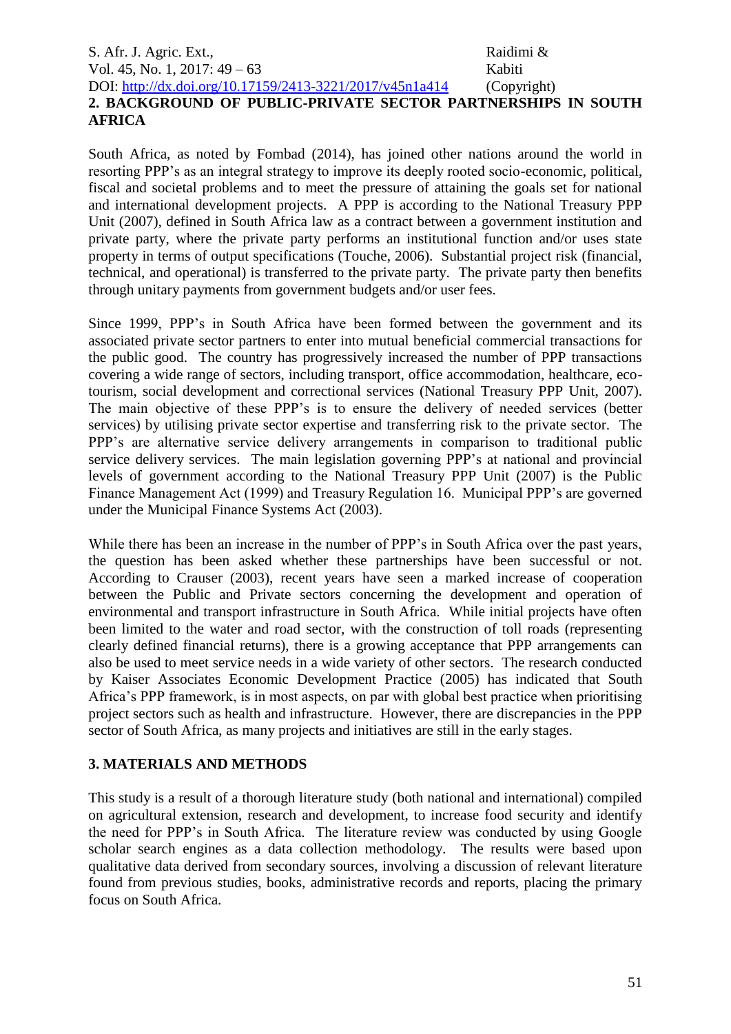## 2. BACKGROUND OF PUBLIC-PRIVATE SECTOR PARTNERSHIPS IN SOUTH AFRICA

South Africa, as noted by Fombad (2014), has joined other nations around the world in resorting PPP's as an integral strategy to improve its deeply rooted socio-economic, political, fiscal and societal problems and to meet the pressure of attaining the goals set for national and international development projects. A PPP is according to the National Treasury PPP Unit (2007), defined in South Africa law as a contract between a government institution and private party, where the private party performs an institutional function and/or uses state property in terms of output specifications (Touche, 2006). Substantial project risk (financial, technical, and operational) is transferred to the private party. The private party then benefits through unitary payments from government budgets and/or user fees.

Since 1999, PPP's in South Africa have been formed between the government and its associated private sector partners to enter into mutual beneficial commercial transactions for the public good. The country has progressively increased the number of PPP transactions covering a wide range of sectors, including transport, office accommodation, healthcare, eco-tourism, social development and correctional services (National Treasury PPP Unit, 2007). The main objective of these PPP's is to ensure the delivery of needed services (better services) by utilising private sector expertise and transferring risk to the private sector. The PPP's are alternative service delivery arrangements in comparison to traditional public service delivery services. The main legislation governing PPP's at national and provincial levels of government according to the National Treasury PPP Unit (2007) is the Public Finance Management Act (1999) and Treasury Regulation 16. Municipal PPP's are governed under the Municipal Finance Systems Act (2003).

While there has been an increase in the number of PPP's in South Africa over the past years, the question has been asked whether these partnerships have been successful or not. According to Crauser (2003), recent years have seen a marked increase of cooperation between the Public and Private sectors concerning the development and operation of environmental and transport infrastructure in South Africa. While initial projects have often been limited to the water and road sector, with the construction of toll roads (representing clearly defined financial returns), there is a growing acceptance that PPP arrangements can also be used to meet service needs in a wide variety of other sectors. The research conducted by Kaiser Associates Economic Development Practice (2005) has indicated that South Africa's PPP framework, is in most aspects, on par with global best practice when prioritising project sectors such as health and infrastructure. However, there are discrepancies in the PPP sector of South Africa, as many projects and initiatives are still in the early stages.

## 3. MATERIALS AND METHODS

This study is a result of a thorough literature study (both national and international) compiled on agricultural extension, research and development, to increase food security and identify the need for PPP's in South Africa. The literature review was conducted by using Google scholar search engines as a data collection methodology. The results were based upon qualitative data derived from secondary sources, involving a discussion of relevant literature found from previous studies, books, administrative records and reports, placing the primary focus on South Africa.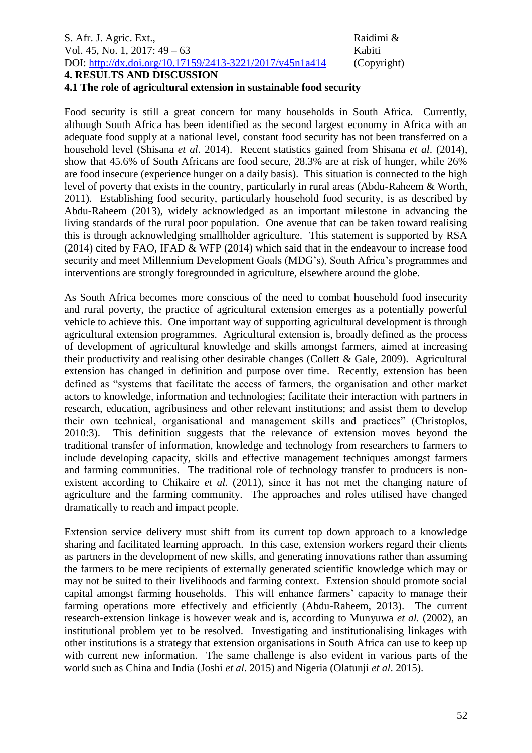## 4. RESULTS AND DISCUSSION

### 4.1 The role of agricultural extension in sustainable food security

Food security is still a great concern for many households in South Africa. Currently, although South Africa has been identified as the second largest economy in Africa with an adequate food supply at a national level, constant food security has not been transferred on a household level (Shisana *et al*. 2014). Recent statistics gained from Shisana *et al*. (2014), show that 45.6% of South Africans are food secure, 28.3% are at risk of hunger, while 26% are food insecure (experience hunger on a daily basis). This situation is connected to the high level of poverty that exists in the country, particularly in rural areas (Abdu-Raheem & Worth, 2011). Establishing food security, particularly household food security, is as described by Abdu-Raheem (2013), widely acknowledged as an important milestone in advancing the living standards of the rural poor population. One avenue that can be taken toward realising this is through acknowledging smallholder agriculture. This statement is supported by RSA (2014) cited by FAO, IFAD & WFP (2014) which said that in the endeavour to increase food security and meet Millennium Development Goals (MDG's), South Africa's programmes and interventions are strongly foregrounded in agriculture, elsewhere around the globe.

As South Africa becomes more conscious of the need to combat household food insecurity and rural poverty, the practice of agricultural extension emerges as a potentially powerful vehicle to achieve this. One important way of supporting agricultural development is through agricultural extension programmes. Agricultural extension is, broadly defined as the process of development of agricultural knowledge and skills amongst farmers, aimed at increasing their productivity and realising other desirable changes (Collett & Gale, 2009). Agricultural extension has changed in definition and purpose over time. Recently, extension has been defined as "systems that facilitate the access of farmers, the organisation and other market actors to knowledge, information and technologies; facilitate their interaction with partners in research, education, agribusiness and other relevant institutions; and assist them to develop their own technical, organisational and management skills and practices" (Christoplos, 2010:3). This definition suggests that the relevance of extension moves beyond the traditional transfer of information, knowledge and technology from researchers to farmers to include developing capacity, skills and effective management techniques amongst farmers and farming communities. The traditional role of technology transfer to producers is non-existent according to Chikaire *et al.* (2011), since it has not met the changing nature of agriculture and the farming community. The approaches and roles utilised have changed dramatically to reach and impact people.

Extension service delivery must shift from its current top down approach to a knowledge sharing and facilitated learning approach. In this case, extension workers regard their clients as partners in the development of new skills, and generating innovations rather than assuming the farmers to be mere recipients of externally generated scientific knowledge which may or may not be suited to their livelihoods and farming context. Extension should promote social capital amongst farming households. This will enhance farmers' capacity to manage their farming operations more effectively and efficiently (Abdu-Raheem, 2013). The current research-extension linkage is however weak and is, according to Munyuwa *et al.* (2002), an institutional problem yet to be resolved. Investigating and institutionalising linkages with other institutions is a strategy that extension organisations in South Africa can use to keep up with current new information. The same challenge is also evident in various parts of the world such as China and India (Joshi *et al*. 2015) and Nigeria (Olatunji *et al*. 2015).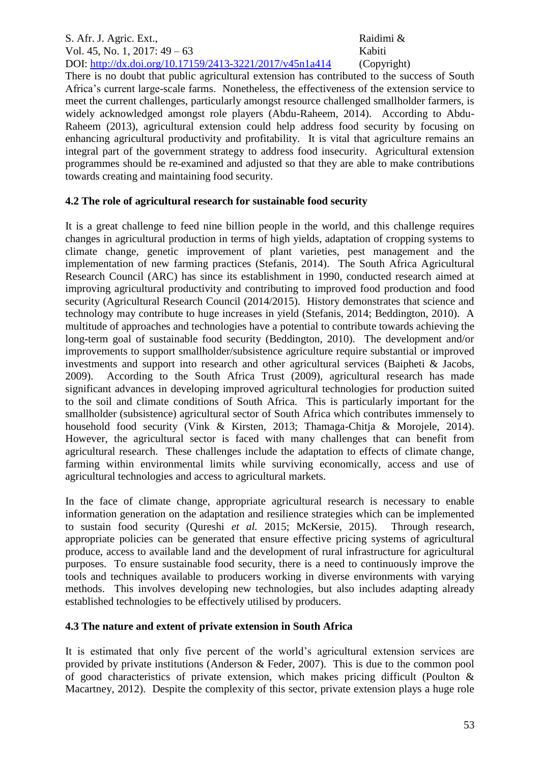There is no doubt that public agricultural extension has contributed to the success of South Africa's current large-scale farms. Nonetheless, the effectiveness of the extension service to meet the current challenges, particularly amongst resource challenged smallholder farmers, is widely acknowledged amongst role players (Abdu-Raheem, 2014). According to Abdu-Raheem (2013), agricultural extension could help address food security by focusing on enhancing agricultural productivity and profitability. It is vital that agriculture remains an integral part of the government strategy to address food insecurity. Agricultural extension programmes should be re-examined and adjusted so that they are able to make contributions towards creating and maintaining food security.

### 4.2 The role of agricultural research for sustainable food security

It is a great challenge to feed nine billion people in the world, and this challenge requires changes in agricultural production in terms of high yields, adaptation of cropping systems to climate change, genetic improvement of plant varieties, pest management and the implementation of new farming practices (Stefanis, 2014). The South Africa Agricultural Research Council (ARC) has since its establishment in 1990, conducted research aimed at improving agricultural productivity and contributing to improved food production and food security (Agricultural Research Council (2014/2015). History demonstrates that science and technology may contribute to huge increases in yield (Stefanis, 2014; Beddington, 2010). A multitude of approaches and technologies have a potential to contribute towards achieving the long-term goal of sustainable food security (Beddington, 2010). The development and/or improvements to support smallholder/subsistence agriculture require substantial or improved investments and support into research and other agricultural services (Baipheti & Jacobs, 2009). According to the South Africa Trust (2009), agricultural research has made significant advances in developing improved agricultural technologies for production suited to the soil and climate conditions of South Africa. This is particularly important for the smallholder (subsistence) agricultural sector of South Africa which contributes immensely to household food security (Vink & Kirsten, 2013; Thamaga-Chitja & Morojele, 2014). However, the agricultural sector is faced with many challenges that can benefit from agricultural research. These challenges include the adaptation to effects of climate change, farming within environmental limits while surviving economically, access and use of agricultural technologies and access to agricultural markets.

In the face of climate change, appropriate agricultural research is necessary to enable information generation on the adaptation and resilience strategies which can be implemented to sustain food security (Qureshi *et al.* 2015; McKersie, 2015). Through research, appropriate policies can be generated that ensure effective pricing systems of agricultural produce, access to available land and the development of rural infrastructure for agricultural purposes. To ensure sustainable food security, there is a need to continuously improve the tools and techniques available to producers working in diverse environments with varying methods. This involves developing new technologies, but also includes adapting already established technologies to be effectively utilised by producers.

### 4.3 The nature and extent of private extension in South Africa

It is estimated that only five percent of the world's agricultural extension services are provided by private institutions (Anderson & Feder, 2007). This is due to the common pool of good characteristics of private extension, which makes pricing difficult (Poulton & Macartney, 2012). Despite the complexity of this sector, private extension plays a huge role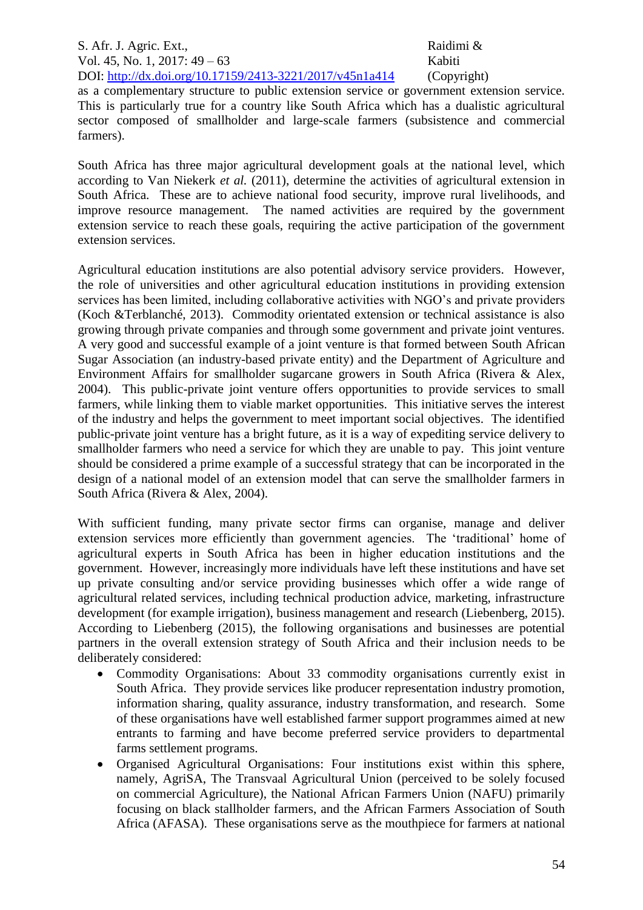as a complementary structure to public extension service or government extension service. This is particularly true for a country like South Africa which has a dualistic agricultural sector composed of smallholder and large-scale farmers (subsistence and commercial farmers).

South Africa has three major agricultural development goals at the national level, which according to Van Niekerk *et al.* (2011), determine the activities of agricultural extension in South Africa. These are to achieve national food security, improve rural livelihoods, and improve resource management. The named activities are required by the government extension service to reach these goals, requiring the active participation of the government extension services.

Agricultural education institutions are also potential advisory service providers. However, the role of universities and other agricultural education institutions in providing extension services has been limited, including collaborative activities with NGO's and private providers (Koch &Terblanché, 2013). Commodity orientated extension or technical assistance is also growing through private companies and through some government and private joint ventures. A very good and successful example of a joint venture is that formed between South African Sugar Association (an industry-based private entity) and the Department of Agriculture and Environment Affairs for smallholder sugarcane growers in South Africa (Rivera & Alex, 2004). This public-private joint venture offers opportunities to provide services to small farmers, while linking them to viable market opportunities. This initiative serves the interest of the industry and helps the government to meet important social objectives. The identified public-private joint venture has a bright future, as it is a way of expediting service delivery to smallholder farmers who need a service for which they are unable to pay. This joint venture should be considered a prime example of a successful strategy that can be incorporated in the design of a national model of an extension model that can serve the smallholder farmers in South Africa (Rivera & Alex, 2004).

With sufficient funding, many private sector firms can organise, manage and deliver extension services more efficiently than government agencies. The 'traditional' home of agricultural experts in South Africa has been in higher education institutions and the government. However, increasingly more individuals have left these institutions and have set up private consulting and/or service providing businesses which offer a wide range of agricultural related services, including technical production advice, marketing, infrastructure development (for example irrigation), business management and research (Liebenberg, 2015). According to Liebenberg (2015), the following organisations and businesses are potential partners in the overall extension strategy of South Africa and their inclusion needs to be deliberately considered:

- Commodity Organisations: About 33 commodity organisations currently exist in South Africa. They provide services like producer representation industry promotion, information sharing, quality assurance, industry transformation, and research. Some of these organisations have well established farmer support programmes aimed at new entrants to farming and have become preferred service providers to departmental farms settlement programs.
- Organised Agricultural Organisations: Four institutions exist within this sphere, namely, AgriSA, The Transvaal Agricultural Union (perceived to be solely focused on commercial Agriculture), the National African Farmers Union (NAFU) primarily focusing on black stallholder farmers, and the African Farmers Association of South Africa (AFASA). These organisations serve as the mouthpiece for farmers at national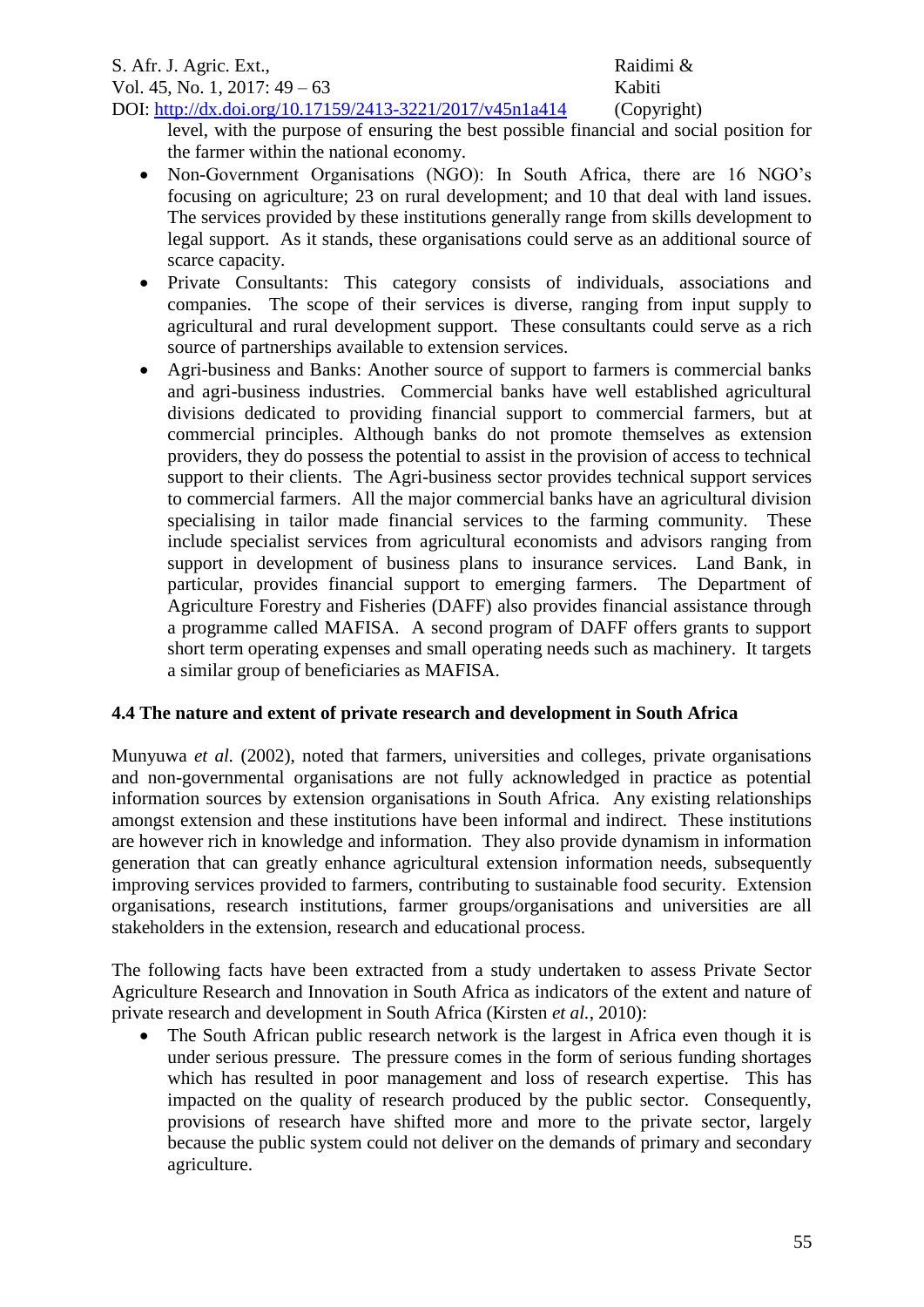level, with the purpose of ensuring the best possible financial and social position for the farmer within the national economy.

- Non-Government Organisations (NGO): In South Africa, there are 16 NGO's focusing on agriculture; 23 on rural development; and 10 that deal with land issues. The services provided by these institutions generally range from skills development to legal support. As it stands, these organisations could serve as an additional source of scarce capacity.
- Private Consultants: This category consists of individuals, associations and companies. The scope of their services is diverse, ranging from input supply to agricultural and rural development support. These consultants could serve as a rich source of partnerships available to extension services.
- Agri-business and Banks: Another source of support to farmers is commercial banks and agri-business industries. Commercial banks have well established agricultural divisions dedicated to providing financial support to commercial farmers, but at commercial principles. Although banks do not promote themselves as extension providers, they do possess the potential to assist in the provision of access to technical support to their clients. The Agri-business sector provides technical support services to commercial farmers. All the major commercial banks have an agricultural division specialising in tailor made financial services to the farming community. These include specialist services from agricultural economists and advisors ranging from support in development of business plans to insurance services. Land Bank, in particular, provides financial support to emerging farmers. The Department of Agriculture Forestry and Fisheries (DAFF) also provides financial assistance through a programme called MAFISA. A second program of DAFF offers grants to support short term operating expenses and small operating needs such as machinery. It targets a similar group of beneficiaries as MAFISA.

### 4.4 The nature and extent of private research and development in South Africa

Munyuwa *et al.* (2002), noted that farmers, universities and colleges, private organisations and non-governmental organisations are not fully acknowledged in practice as potential information sources by extension organisations in South Africa. Any existing relationships amongst extension and these institutions have been informal and indirect. These institutions are however rich in knowledge and information. They also provide dynamism in information generation that can greatly enhance agricultural extension information needs, subsequently improving services provided to farmers, contributing to sustainable food security. Extension organisations, research institutions, farmer groups/organisations and universities are all stakeholders in the extension, research and educational process.

The following facts have been extracted from a study undertaken to assess Private Sector Agriculture Research and Innovation in South Africa as indicators of the extent and nature of private research and development in South Africa (Kirsten *et al.*, 2010):

- The South African public research network is the largest in Africa even though it is under serious pressure. The pressure comes in the form of serious funding shortages which has resulted in poor management and loss of research expertise. This has impacted on the quality of research produced by the public sector. Consequently, provisions of research have shifted more and more to the private sector, largely because the public system could not deliver on the demands of primary and secondary agriculture.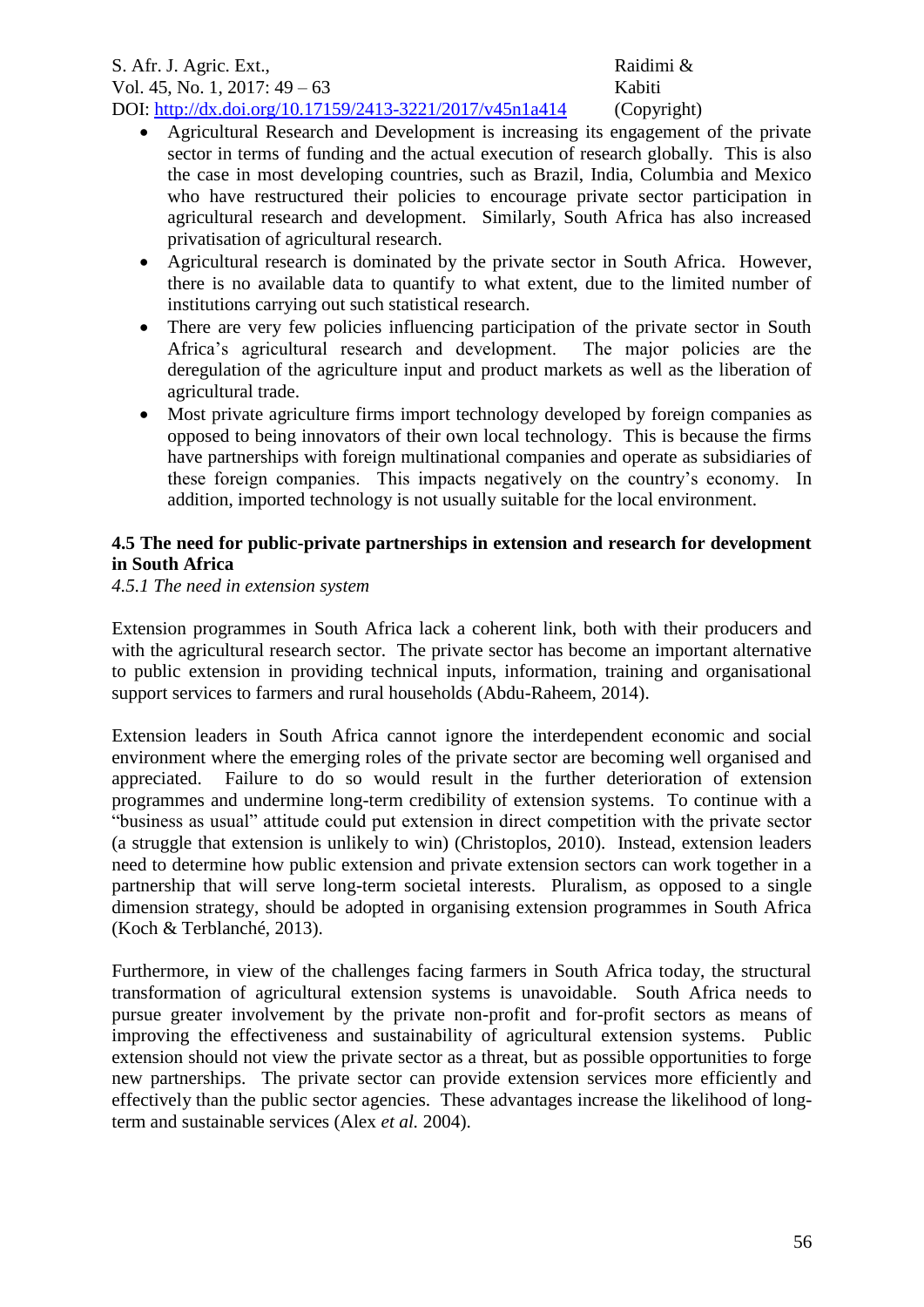- Agricultural Research and Development is increasing its engagement of the private sector in terms of funding and the actual execution of research globally. This is also the case in most developing countries, such as Brazil, India, Columbia and Mexico who have restructured their policies to encourage private sector participation in agricultural research and development. Similarly, South Africa has also increased privatisation of agricultural research.
- Agricultural research is dominated by the private sector in South Africa. However, there is no available data to quantify to what extent, due to the limited number of institutions carrying out such statistical research.
- There are very few policies influencing participation of the private sector in South Africa's agricultural research and development. The major policies are the deregulation of the agriculture input and product markets as well as the liberation of agricultural trade.
- Most private agriculture firms import technology developed by foreign companies as opposed to being innovators of their own local technology. This is because the firms have partnerships with foreign multinational companies and operate as subsidiaries of these foreign companies. This impacts negatively on the country's economy. In addition, imported technology is not usually suitable for the local environment.

### 4.5 The need for public-private partnerships in extension and research for development in South Africa

#### *4.5.1 The need in extension system*

Extension programmes in South Africa lack a coherent link, both with their producers and with the agricultural research sector. The private sector has become an important alternative to public extension in providing technical inputs, information, training and organisational support services to farmers and rural households (Abdu-Raheem, 2014).

Extension leaders in South Africa cannot ignore the interdependent economic and social environment where the emerging roles of the private sector are becoming well organised and appreciated. Failure to do so would result in the further deterioration of extension programmes and undermine long-term credibility of extension systems. To continue with a "business as usual" attitude could put extension in direct competition with the private sector (a struggle that extension is unlikely to win) (Christoplos, 2010). Instead, extension leaders need to determine how public extension and private extension sectors can work together in a partnership that will serve long-term societal interests. Pluralism, as opposed to a single dimension strategy, should be adopted in organising extension programmes in South Africa (Koch & Terblanché, 2013).

Furthermore, in view of the challenges facing farmers in South Africa today, the structural transformation of agricultural extension systems is unavoidable. South Africa needs to pursue greater involvement by the private non-profit and for-profit sectors as means of improving the effectiveness and sustainability of agricultural extension systems. Public extension should not view the private sector as a threat, but as possible opportunities to forge new partnerships. The private sector can provide extension services more efficiently and effectively than the public sector agencies. These advantages increase the likelihood of long-term and sustainable services (Alex *et al.* 2004).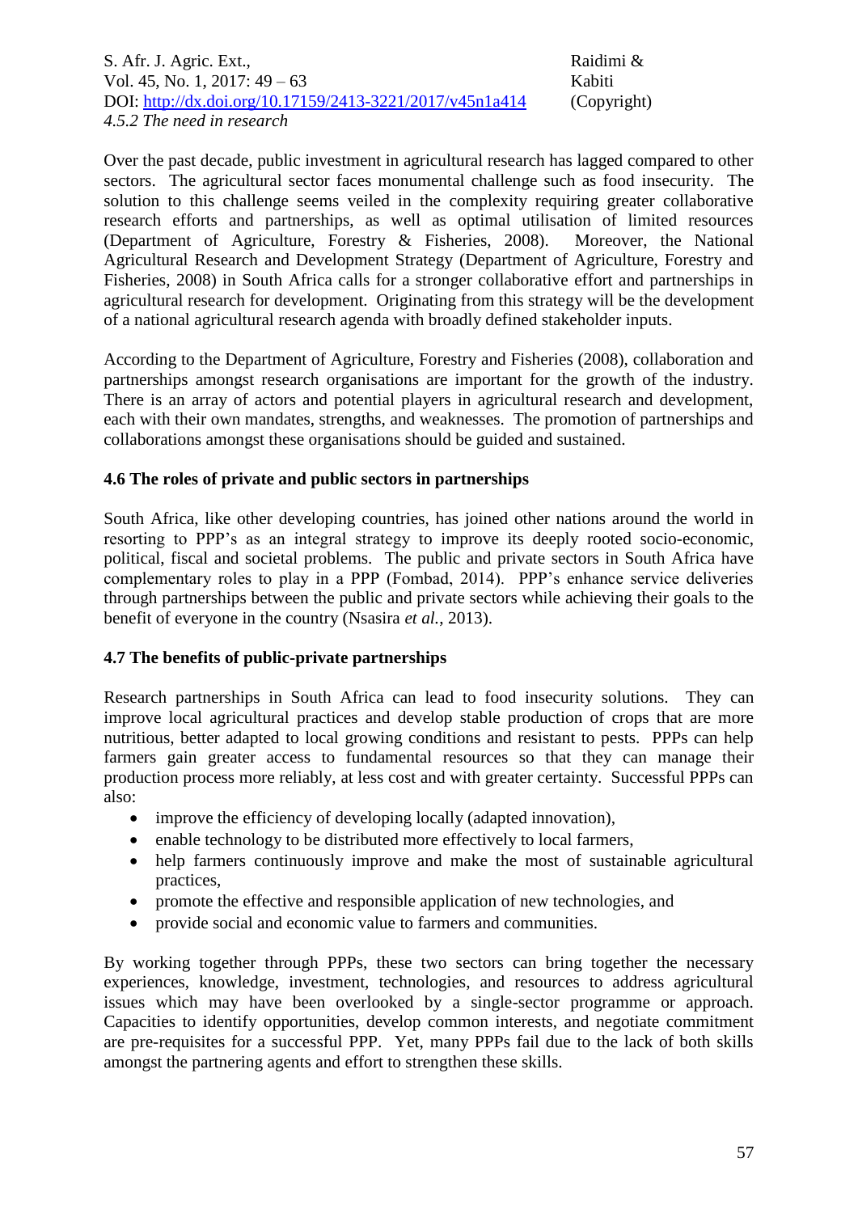#### 4.5.2 The need in research

Over the past decade, public investment in agricultural research has lagged compared to other sectors. The agricultural sector faces monumental challenge such as food insecurity. The solution to this challenge seems veiled in the complexity requiring greater collaborative research efforts and partnerships, as well as optimal utilisation of limited resources (Department of Agriculture, Forestry & Fisheries, 2008). Moreover, the National Agricultural Research and Development Strategy (Department of Agriculture, Forestry and Fisheries, 2008) in South Africa calls for a stronger collaborative effort and partnerships in agricultural research for development. Originating from this strategy will be the development of a national agricultural research agenda with broadly defined stakeholder inputs.

According to the Department of Agriculture, Forestry and Fisheries (2008), collaboration and partnerships amongst research organisations are important for the growth of the industry. There is an array of actors and potential players in agricultural research and development, each with their own mandates, strengths, and weaknesses. The promotion of partnerships and collaborations amongst these organisations should be guided and sustained.

### 4.6 The roles of private and public sectors in partnerships

South Africa, like other developing countries, has joined other nations around the world in resorting to PPP's as an integral strategy to improve its deeply rooted socio-economic, political, fiscal and societal problems. The public and private sectors in South Africa have complementary roles to play in a PPP (Fombad, 2014). PPP's enhance service deliveries through partnerships between the public and private sectors while achieving their goals to the benefit of everyone in the country (Nsasira *et al.*, 2013).

### 4.7 The benefits of public-private partnerships

Research partnerships in South Africa can lead to food insecurity solutions. They can improve local agricultural practices and develop stable production of crops that are more nutritious, better adapted to local growing conditions and resistant to pests. PPPs can help farmers gain greater access to fundamental resources so that they can manage their production process more reliably, at less cost and with greater certainty. Successful PPPs can also:

- improve the efficiency of developing locally (adapted innovation),
- enable technology to be distributed more effectively to local farmers,
- help farmers continuously improve and make the most of sustainable agricultural practices,
- promote the effective and responsible application of new technologies, and
- provide social and economic value to farmers and communities.

By working together through PPPs, these two sectors can bring together the necessary experiences, knowledge, investment, technologies, and resources to address agricultural issues which may have been overlooked by a single-sector programme or approach. Capacities to identify opportunities, develop common interests, and negotiate commitment are pre-requisites for a successful PPP. Yet, many PPPs fail due to the lack of both skills amongst the partnering agents and effort to strengthen these skills.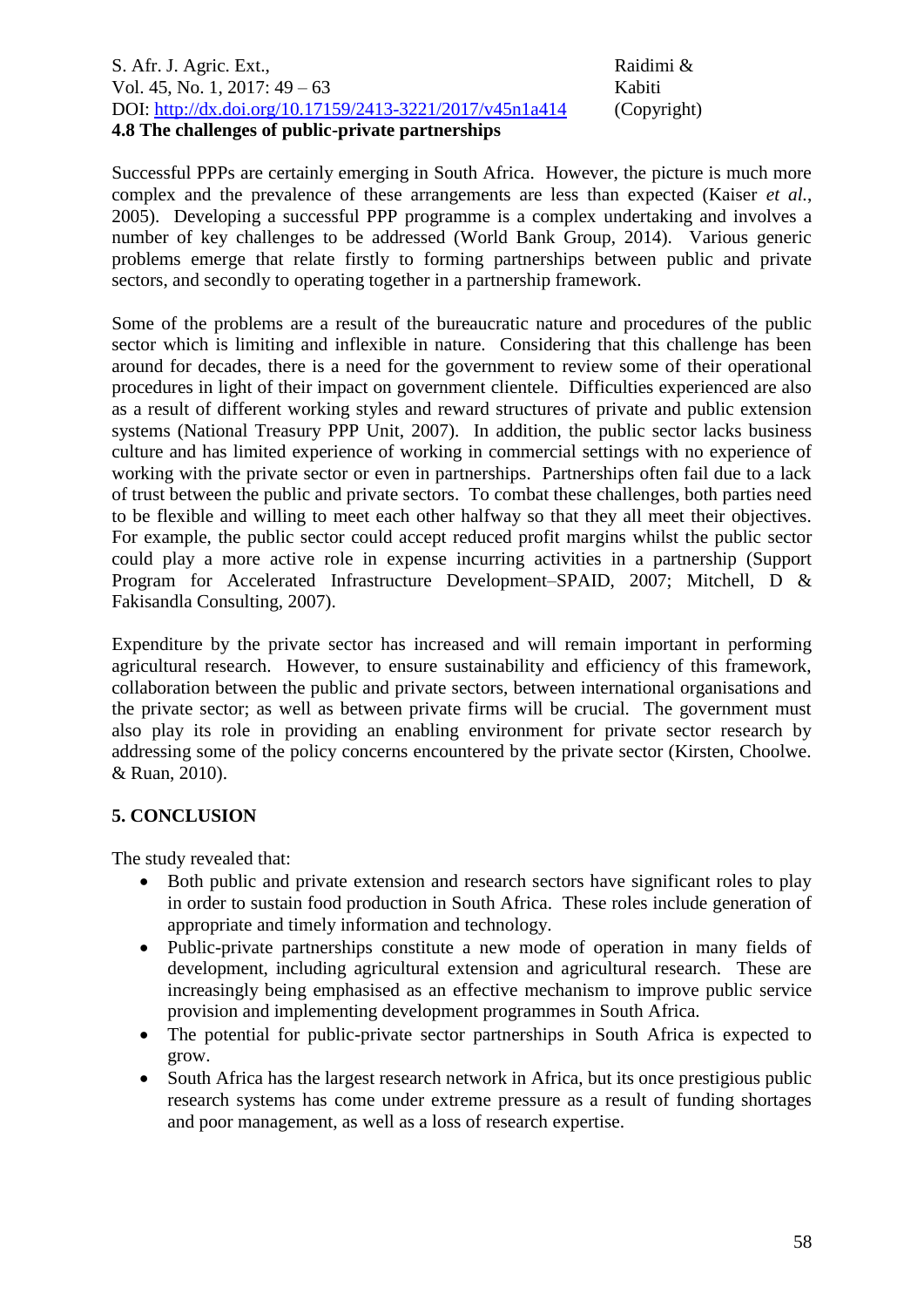### 4.8 The challenges of public-private partnerships

Successful PPPs are certainly emerging in South Africa. However, the picture is much more complex and the prevalence of these arrangements are less than expected (Kaiser *et al.*, 2005). Developing a successful PPP programme is a complex undertaking and involves a number of key challenges to be addressed (World Bank Group, 2014). Various generic problems emerge that relate firstly to forming partnerships between public and private sectors, and secondly to operating together in a partnership framework.

Some of the problems are a result of the bureaucratic nature and procedures of the public sector which is limiting and inflexible in nature. Considering that this challenge has been around for decades, there is a need for the government to review some of their operational procedures in light of their impact on government clientele. Difficulties experienced are also as a result of different working styles and reward structures of private and public extension systems (National Treasury PPP Unit, 2007). In addition, the public sector lacks business culture and has limited experience of working in commercial settings with no experience of working with the private sector or even in partnerships. Partnerships often fail due to a lack of trust between the public and private sectors. To combat these challenges, both parties need to be flexible and willing to meet each other halfway so that they all meet their objectives. For example, the public sector could accept reduced profit margins whilst the public sector could play a more active role in expense incurring activities in a partnership (Support Program for Accelerated Infrastructure Development–SPAID, 2007; Mitchell, D & Fakisandla Consulting, 2007).

Expenditure by the private sector has increased and will remain important in performing agricultural research. However, to ensure sustainability and efficiency of this framework, collaboration between the public and private sectors, between international organisations and the private sector; as well as between private firms will be crucial. The government must also play its role in providing an enabling environment for private sector research by addressing some of the policy concerns encountered by the private sector (Kirsten, Choolwe. & Ruan, 2010).

## 5. CONCLUSION

The study revealed that:

- Both public and private extension and research sectors have significant roles to play in order to sustain food production in South Africa. These roles include generation of appropriate and timely information and technology.
- Public-private partnerships constitute a new mode of operation in many fields of development, including agricultural extension and agricultural research. These are increasingly being emphasised as an effective mechanism to improve public service provision and implementing development programmes in South Africa.
- The potential for public-private sector partnerships in South Africa is expected to grow.
- South Africa has the largest research network in Africa, but its once prestigious public research systems has come under extreme pressure as a result of funding shortages and poor management, as well as a loss of research expertise.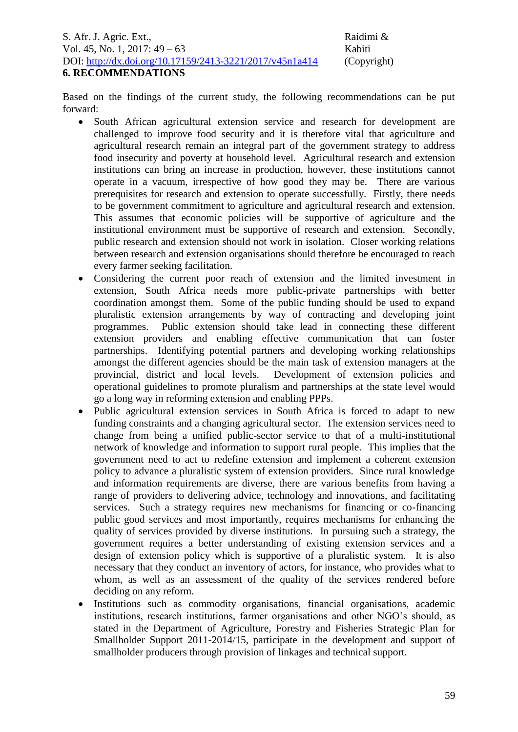## 6. RECOMMENDATIONS

Based on the findings of the current study, the following recommendations can be put forward:

- South African agricultural extension service and research for development are challenged to improve food security and it is therefore vital that agriculture and agricultural research remain an integral part of the government strategy to address food insecurity and poverty at household level. Agricultural research and extension institutions can bring an increase in production, however, these institutions cannot operate in a vacuum, irrespective of how good they may be. There are various prerequisites for research and extension to operate successfully. Firstly, there needs to be government commitment to agriculture and agricultural research and extension. This assumes that economic policies will be supportive of agriculture and the institutional environment must be supportive of research and extension. Secondly, public research and extension should not work in isolation. Closer working relations between research and extension organisations should therefore be encouraged to reach every farmer seeking facilitation.
- Considering the current poor reach of extension and the limited investment in extension, South Africa needs more public-private partnerships with better coordination amongst them. Some of the public funding should be used to expand pluralistic extension arrangements by way of contracting and developing joint programmes. Public extension should take lead in connecting these different extension providers and enabling effective communication that can foster partnerships. Identifying potential partners and developing working relationships amongst the different agencies should be the main task of extension managers at the provincial, district and local levels. Development of extension policies and operational guidelines to promote pluralism and partnerships at the state level would go a long way in reforming extension and enabling PPPs.
- Public agricultural extension services in South Africa is forced to adapt to new funding constraints and a changing agricultural sector. The extension services need to change from being a unified public-sector service to that of a multi-institutional network of knowledge and information to support rural people. This implies that the government need to act to redefine extension and implement a coherent extension policy to advance a pluralistic system of extension providers. Since rural knowledge and information requirements are diverse, there are various benefits from having a range of providers to delivering advice, technology and innovations, and facilitating services. Such a strategy requires new mechanisms for financing or co-financing public good services and most importantly, requires mechanisms for enhancing the quality of services provided by diverse institutions. In pursuing such a strategy, the government requires a better understanding of existing extension services and a design of extension policy which is supportive of a pluralistic system. It is also necessary that they conduct an inventory of actors, for instance, who provides what to whom, as well as an assessment of the quality of the services rendered before deciding on any reform.
- Institutions such as commodity organisations, financial organisations, academic institutions, research institutions, farmer organisations and other NGO's should, as stated in the Department of Agriculture, Forestry and Fisheries Strategic Plan for Smallholder Support 2011-2014/15, participate in the development and support of smallholder producers through provision of linkages and technical support.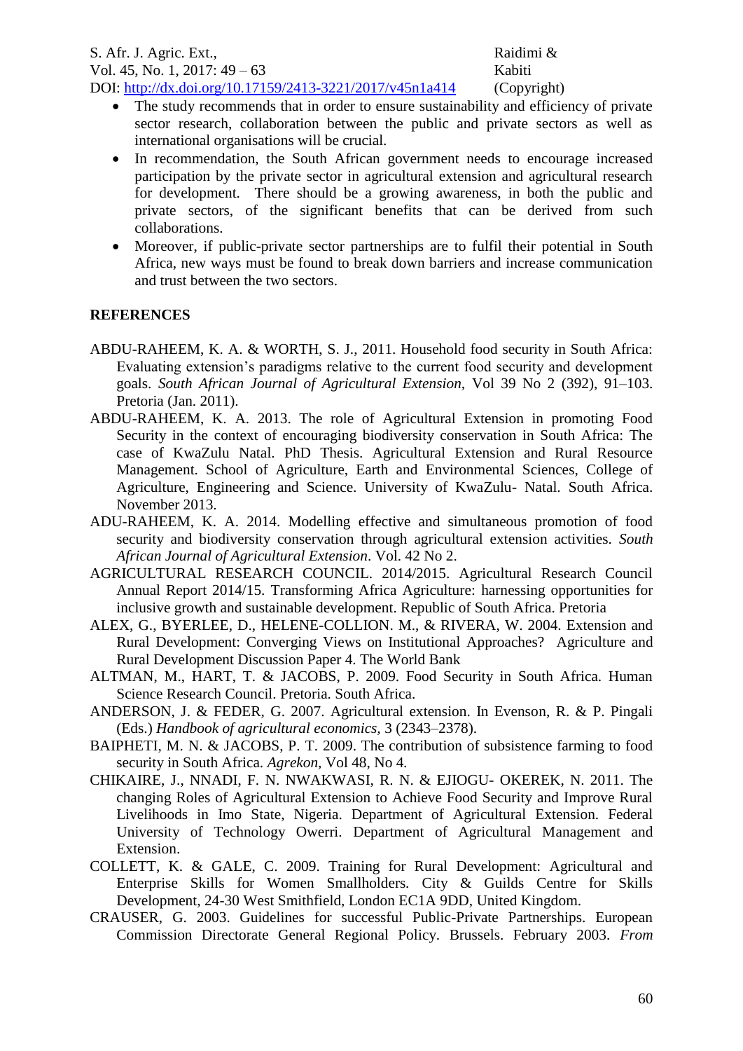- The study recommends that in order to ensure sustainability and efficiency of private sector research, collaboration between the public and private sectors as well as international organisations will be crucial.
- In recommendation, the South African government needs to encourage increased participation by the private sector in agricultural extension and agricultural research for development. There should be a growing awareness, in both the public and private sectors, of the significant benefits that can be derived from such collaborations.
- Moreover, if public-private sector partnerships are to fulfil their potential in South Africa, new ways must be found to break down barriers and increase communication and trust between the two sectors.

**REFERENCES**

ABDU-RAHEEM, K. A. & WORTH, S. J., 2011. Household food security in South Africa: Evaluating extension's paradigms relative to the current food security and development goals. *South African Journal of Agricultural Extension*, Vol 39 No 2 (392), 91–103. Pretoria (Jan. 2011).

ABDU-RAHEEM, K. A. 2013. The role of Agricultural Extension in promoting Food Security in the context of encouraging biodiversity conservation in South Africa: The case of KwaZulu Natal. PhD Thesis. Agricultural Extension and Rural Resource Management. School of Agriculture, Earth and Environmental Sciences, College of Agriculture, Engineering and Science. University of KwaZulu- Natal. South Africa. November 2013.

ADU-RAHEEM, K. A. 2014. Modelling effective and simultaneous promotion of food security and biodiversity conservation through agricultural extension activities. *South African Journal of Agricultural Extension*. Vol. 42 No 2.

AGRICULTURAL RESEARCH COUNCIL. 2014/2015. Agricultural Research Council Annual Report 2014/15. Transforming Africa Agriculture: harnessing opportunities for inclusive growth and sustainable development. Republic of South Africa. Pretoria

ALEX, G., BYERLEE, D., HELENE-COLLION. M., & RIVERA, W. 2004. Extension and Rural Development: Converging Views on Institutional Approaches? Agriculture and Rural Development Discussion Paper 4. The World Bank

ALTMAN, M., HART, T. & JACOBS, P. 2009. Food Security in South Africa. Human Science Research Council. Pretoria. South Africa.

ANDERSON, J. & FEDER, G. 2007. Agricultural extension. In Evenson, R. & P. Pingali (Eds.) *Handbook of agricultural economics,* 3 (2343–2378).

BAIPHETI, M. N. & JACOBS, P. T. 2009. The contribution of subsistence farming to food security in South Africa. *Agrekon,* Vol 48, No 4.

CHIKAIRE, J., NNADI, F. N. NWAKWASI, R. N. & EJIOGU- OKEREK, N. 2011. The changing Roles of Agricultural Extension to Achieve Food Security and Improve Rural Livelihoods in Imo State, Nigeria. Department of Agricultural Extension. Federal University of Technology Owerri. Department of Agricultural Management and Extension.

COLLETT, K. & GALE, C. 2009. Training for Rural Development: Agricultural and Enterprise Skills for Women Smallholders. City & Guilds Centre for Skills Development, 24-30 West Smithfield, London EC1A 9DD, United Kingdom.

CRAUSER, G. 2003. Guidelines for successful Public-Private Partnerships. European Commission Directorate General Regional Policy. Brussels. February 2003. *From*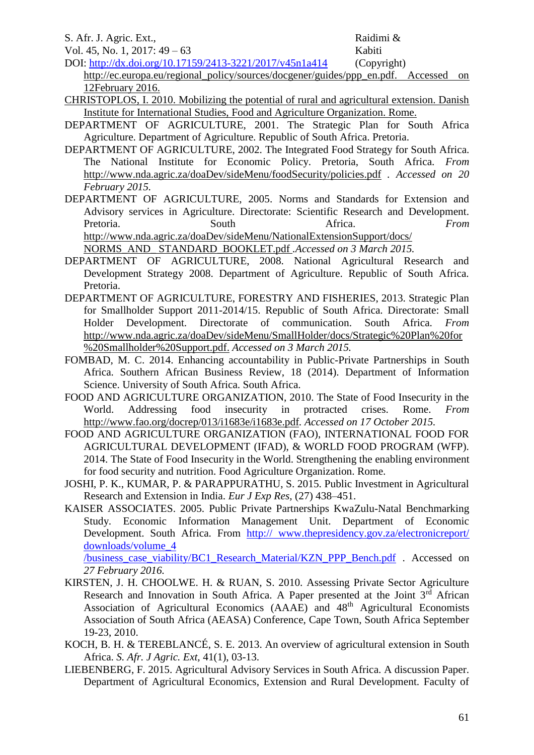http://ec.europa.eu/regional_policy/sources/docgener/guides/ppp_en.pdf. Accessed on 12February 2016.

CHRISTOPLOS, I. 2010. Mobilizing the potential of rural and agricultural extension. Danish Institute for International Studies, Food and Agriculture Organization. Rome.

DEPARTMENT OF AGRICULTURE, 2001. The Strategic Plan for South Africa Agriculture. Department of Agriculture. Republic of South Africa. Pretoria.

DEPARTMENT OF AGRICULTURE, 2002. The Integrated Food Strategy for South Africa. The National Institute for Economic Policy. Pretoria, South Africa. *From* http://www.nda.agric.za/doaDev/sideMenu/foodSecurity/policies.pdf . *Accessed on 20 February 2015.*

DEPARTMENT OF AGRICULTURE, 2005. Norms and Standards for Extension and Advisory services in Agriculture. Directorate: Scientific Research and Development. Pretoria. South Africa. *From* http://www.nda.agric.za/doaDev/sideMenu/NationalExtensionSupport/docs/NORMS_AND_STANDARD_BOOKLET.pdf .*Accessed on 3 March 2015.*

DEPARTMENT OF AGRICULTURE, 2008. National Agricultural Research and Development Strategy 2008. Department of Agriculture. Republic of South Africa. Pretoria.

DEPARTMENT OF AGRICULTURE, FORESTRY AND FISHERIES, 2013. Strategic Plan for Smallholder Support 2011-2014/15. Republic of South Africa. Directorate: Small Holder Development. Directorate of communication. South Africa. *From* http://www.nda.agric.za/doaDev/sideMenu/SmallHolder/docs/Strategic%20Plan%20for%20Smallholder%20Support.pdf. *Accessed on 3 March 2015.*

FOMBAD, M. C. 2014. Enhancing accountability in Public-Private Partnerships in South Africa. Southern African Business Review, 18 (2014). Department of Information Science. University of South Africa. South Africa.

FOOD AND AGRICULTURE ORGANIZATION, 2010. The State of Food Insecurity in the World. Addressing food insecurity in protracted crises. Rome. *From* http://www.fao.org/docrep/013/i1683e/i1683e.pdf. *Accessed on 17 October 2015.*

FOOD AND AGRICULTURE ORGANIZATION (FAO), INTERNATIONAL FOOD FOR AGRICULTURAL DEVELOPMENT (IFAD), & WORLD FOOD PROGRAM (WFP). 2014. The State of Food Insecurity in the World. Strengthening the enabling environment for food security and nutrition. Food Agriculture Organization. Rome.

JOSHI, P. K., KUMAR, P. & PARAPPURATHU, S. 2015. Public Investment in Agricultural Research and Extension in India. *Eur J Exp Res*, (27) 438–451.

KAISER ASSOCIATES. 2005. Public Private Partnerships KwaZulu-Natal Benchmarking Study. Economic Information Management Unit. Department of Economic Development. South Africa. From http:// www.thepresidency.gov.za/electronicreport/downloads/volume_4/business_case_viability/BC1_Research_Material/KZN_PPP_Bench.pdf . Accessed on *27 February 2016.*

KIRSTEN, J. H. CHOOLWE. H. & RUAN, S. 2010. Assessing Private Sector Agriculture Research and Innovation in South Africa. A Paper presented at the Joint 3rd African Association of Agricultural Economics (AAAE) and 48th Agricultural Economists Association of South Africa (AEASA) Conference, Cape Town, South Africa September 19-23, 2010.

KOCH, B. H. & TEREBLANCÉ, S. E. 2013. An overview of agricultural extension in South Africa. *S. Afr. J Agric. Ext*, 41(1), 03-13.

LIEBENBERG, F. 2015. Agricultural Advisory Services in South Africa. A discussion Paper. Department of Agricultural Economics, Extension and Rural Development. Faculty of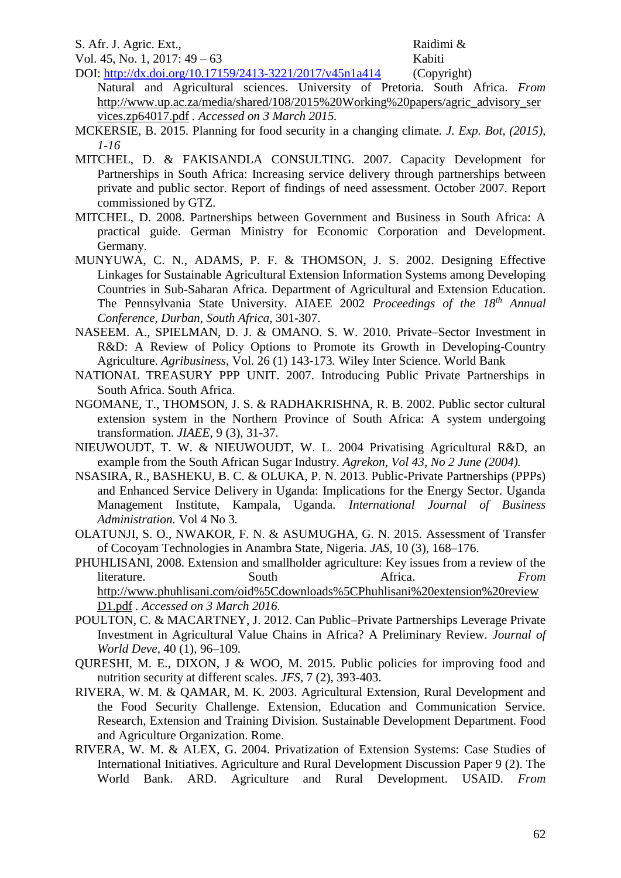Natural and Agricultural sciences. University of Pretoria. South Africa. *From* http://www.up.ac.za/media/shared/108/2015%20Working%20papers/agric_advisory_services.zp64017.pdf . *Accessed on 3 March 2015.*

MCKERSIE, B. 2015. Planning for food security in a changing climate. *J. Exp. Bot, (2015), 1-16*

MITCHEL, D. & FAKISANDLA CONSULTING. 2007. Capacity Development for Partnerships in South Africa: Increasing service delivery through partnerships between private and public sector. Report of findings of need assessment. October 2007. Report commissioned by GTZ.

MITCHEL, D. 2008. Partnerships between Government and Business in South Africa: A practical guide. German Ministry for Economic Corporation and Development. Germany.

MUNYUWA, C. N., ADAMS, P. F. & THOMSON, J. S. 2002. Designing Effective Linkages for Sustainable Agricultural Extension Information Systems among Developing Countries in Sub-Saharan Africa. Department of Agricultural and Extension Education. The Pennsylvania State University. AIAEE 2002 *Proceedings of the 18th Annual Conference, Durban, South Africa,* 301-307.

NASEEM. A., SPIELMAN, D. J. & OMANO. S. W. 2010. Private–Sector Investment in R&D: A Review of Policy Options to Promote its Growth in Developing-Country Agriculture. *Agribusiness*, Vol. 26 (1) 143-173. Wiley Inter Science. World Bank

NATIONAL TREASURY PPP UNIT. 2007. Introducing Public Private Partnerships in South Africa. South Africa.

NGOMANE, T., THOMSON, J. S. & RADHAKRISHNA, R. B. 2002. Public sector cultural extension system in the Northern Province of South Africa: A system undergoing transformation. *JIAEE,* 9 (3), 31-37.

NIEUWOUDT, T. W. & NIEUWOUDT, W. L. 2004 Privatising Agricultural R&D, an example from the South African Sugar Industry. *Agrekon, Vol 43, No 2 June (2004).*

NSASIRA, R., BASHEKU, B. C. & OLUKA, P. N. 2013. Public-Private Partnerships (PPPs) and Enhanced Service Delivery in Uganda: Implications for the Energy Sector. Uganda Management Institute, Kampala, Uganda. *International Journal of Business Administration.* Vol 4 No 3*.*

OLATUNJI, S. O., NWAKOR, F. N. & ASUMUGHA, G. N. 2015. Assessment of Transfer of Cocoyam Technologies in Anambra State, Nigeria. *JAS,* 10 (3), 168–176.

PHUHLISANI, 2008. Extension and smallholder agriculture: Key issues from a review of the literature. South Africa. *From* http://www.phuhlisani.com/oid%5Cdownloads%5CPhuhlisani%20extension%20reviewD1.pdf . *Accessed on 3 March 2016.*

POULTON, C. & MACARTNEY, J. 2012. Can Public–Private Partnerships Leverage Private Investment in Agricultural Value Chains in Africa? A Preliminary Review. *Journal of World Deve,* 40 (1), 96–109.

QURESHI, M. E., DIXON, J & WOO, M. 2015. Public policies for improving food and nutrition security at different scales. *JFS,* 7 (2), 393-403.

RIVERA, W. M. & QAMAR, M. K. 2003. Agricultural Extension, Rural Development and the Food Security Challenge. Extension, Education and Communication Service. Research, Extension and Training Division. Sustainable Development Department. Food and Agriculture Organization. Rome.

RIVERA, W. M. & ALEX, G. 2004. Privatization of Extension Systems: Case Studies of International Initiatives. Agriculture and Rural Development Discussion Paper 9 (2). The World Bank. ARD. Agriculture and Rural Development. USAID. *From*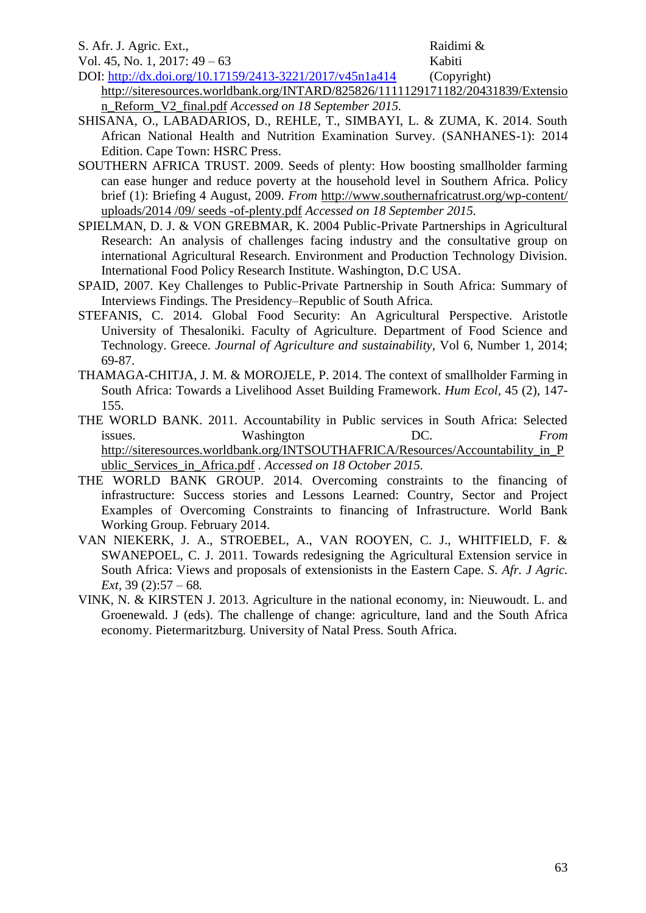http://siteresources.worldbank.org/INTARD/825826/1111129171182/20431839/Extension_Reform_V2_final.pdf *Accessed on 18 September 2015.*

SHISANA, O., LABADARIOS, D., REHLE, T., SIMBAYI, L. & ZUMA, K. 2014. South African National Health and Nutrition Examination Survey. (SANHANES-1): 2014 Edition. Cape Town: HSRC Press.

SOUTHERN AFRICA TRUST. 2009. Seeds of plenty: How boosting smallholder farming can ease hunger and reduce poverty at the household level in Southern Africa. Policy brief (1): Briefing 4 August, 2009. *From* http://www.southernafricatrust.org/wp-content/uploads/2014 /09/ seeds -of-plenty.pdf *Accessed on 18 September 2015.*

SPIELMAN, D. J. & VON GREBMAR, K. 2004 Public-Private Partnerships in Agricultural Research: An analysis of challenges facing industry and the consultative group on international Agricultural Research. Environment and Production Technology Division. International Food Policy Research Institute. Washington, D.C USA.

SPAID, 2007. Key Challenges to Public-Private Partnership in South Africa: Summary of Interviews Findings. The Presidency–Republic of South Africa.

STEFANIS, C. 2014. Global Food Security: An Agricultural Perspective. Aristotle University of Thesaloniki. Faculty of Agriculture. Department of Food Science and Technology. Greece. *Journal of Agriculture and sustainability*, Vol 6, Number 1, 2014; 69-87.

THAMAGA-CHITJA, J. M. & MOROJELE, P. 2014. The context of smallholder Farming in South Africa: Towards a Livelihood Asset Building Framework. *Hum Ecol*, 45 (2), 147-155.

THE WORLD BANK. 2011. Accountability in Public services in South Africa: Selected issues. Washington DC. *From* http://siteresources.worldbank.org/INTSOUTHAFRICA/Resources/Accountability_in_Public_Services_in_Africa.pdf . *Accessed on 18 October 2015.*

THE WORLD BANK GROUP. 2014. Overcoming constraints to the financing of infrastructure: Success stories and Lessons Learned: Country, Sector and Project Examples of Overcoming Constraints to financing of Infrastructure. World Bank Working Group. February 2014.

VAN NIEKERK, J. A., STROEBEL, A., VAN ROOYEN, C. J., WHITFIELD, F. & SWANEPOEL, C. J. 2011. Towards redesigning the Agricultural Extension service in South Africa: Views and proposals of extensionists in the Eastern Cape. *S. Afr. J Agric. Ext*, 39 (2):57 – 68*.*

VINK, N. & KIRSTEN J. 2013. Agriculture in the national economy, in: Nieuwoudt. L. and Groenewald. J (eds). The challenge of change: agriculture, land and the South Africa economy. Pietermaritzburg. University of Natal Press. South Africa.